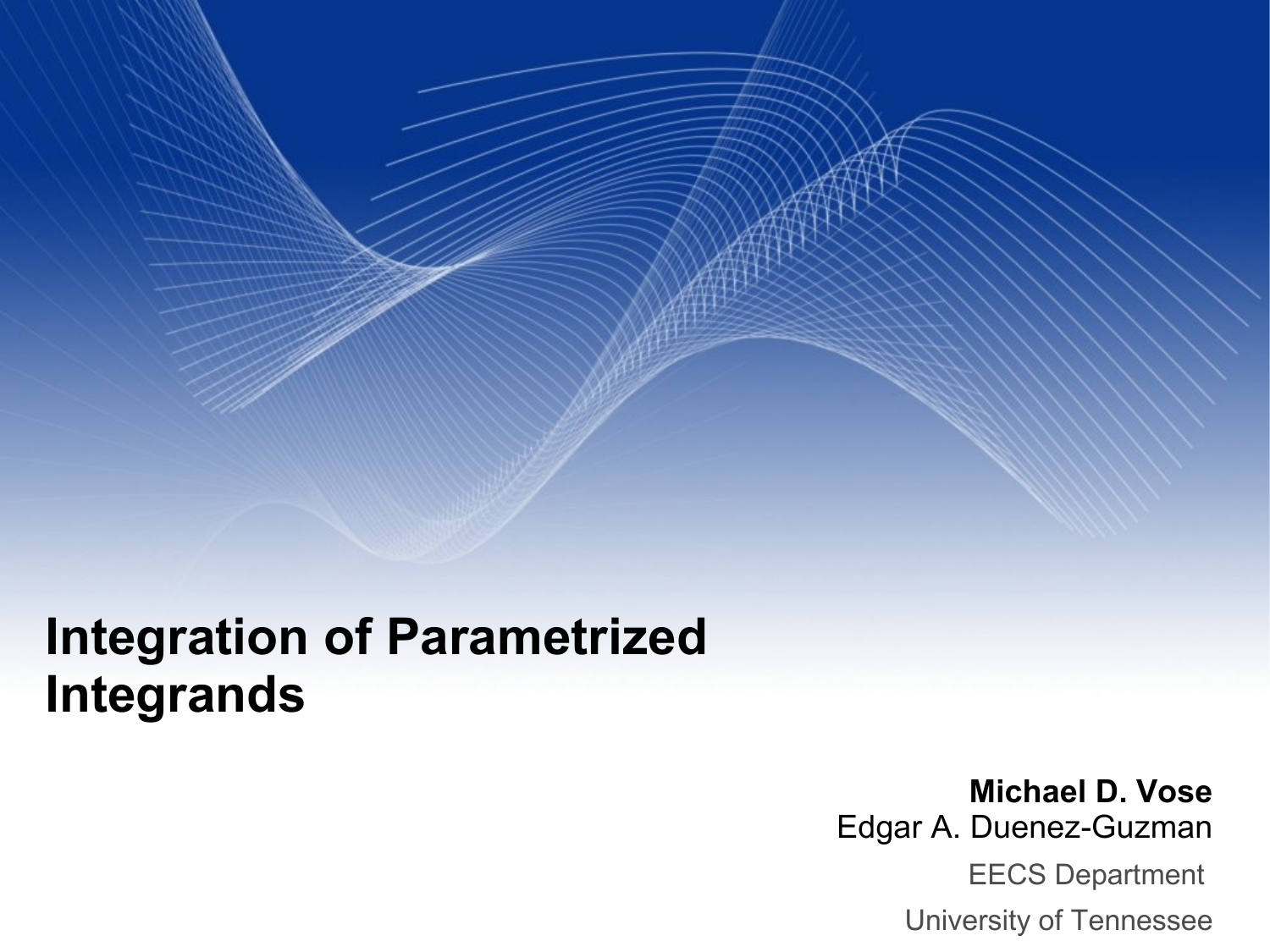# Integration of Parametrized Integrands

**Michael D. Vose**

Edgar A. Duenez-Guzman

EECS Department

University of Tennessee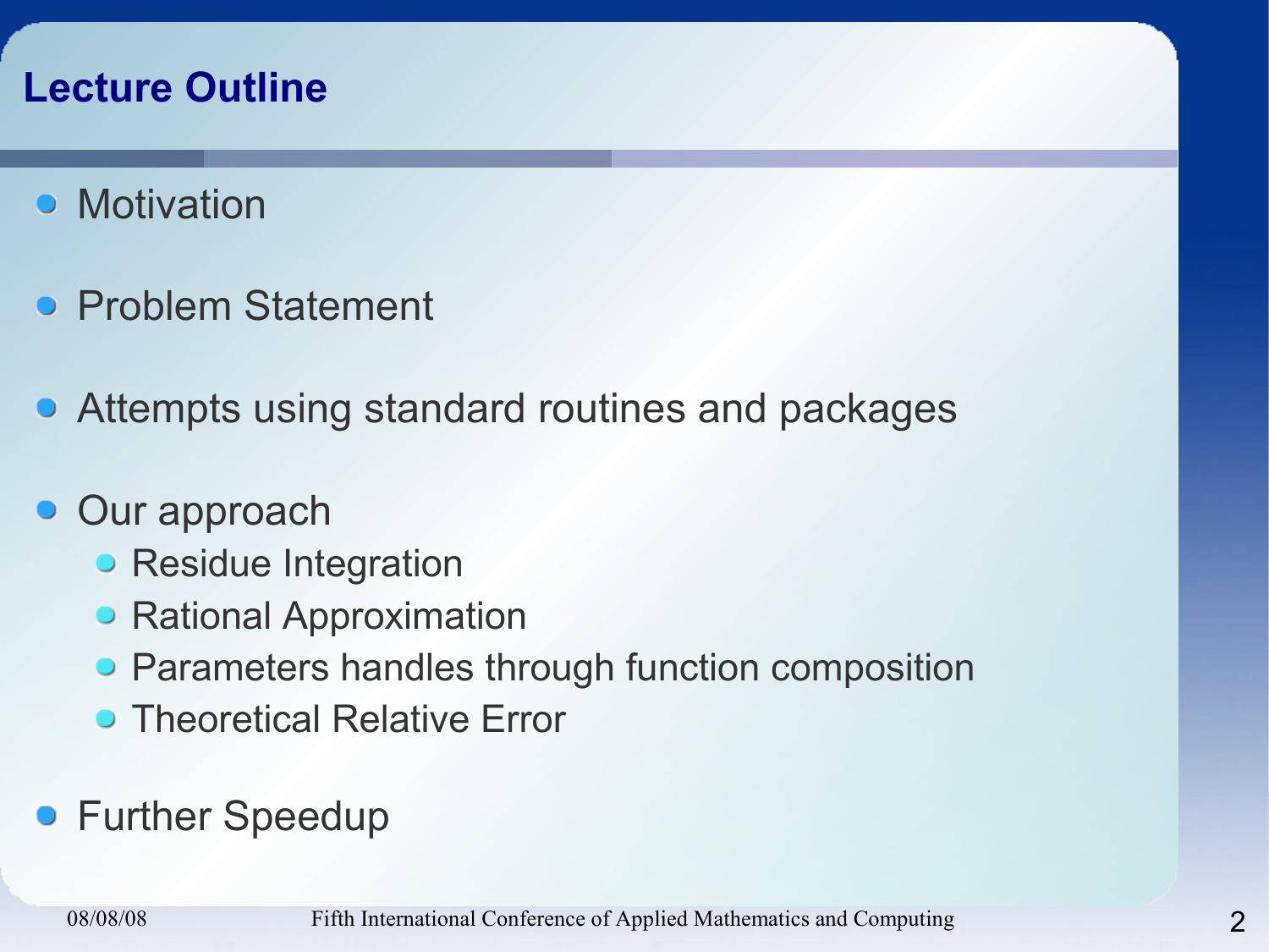## Lecture Outline

- Motivation
- Problem Statement
- Attempts using standard routines and packages
- Our approach
  - Residue Integration
  - Rational Approximation
  - Parameters handles through function composition
  - Theoretical Relative Error
- Further Speedup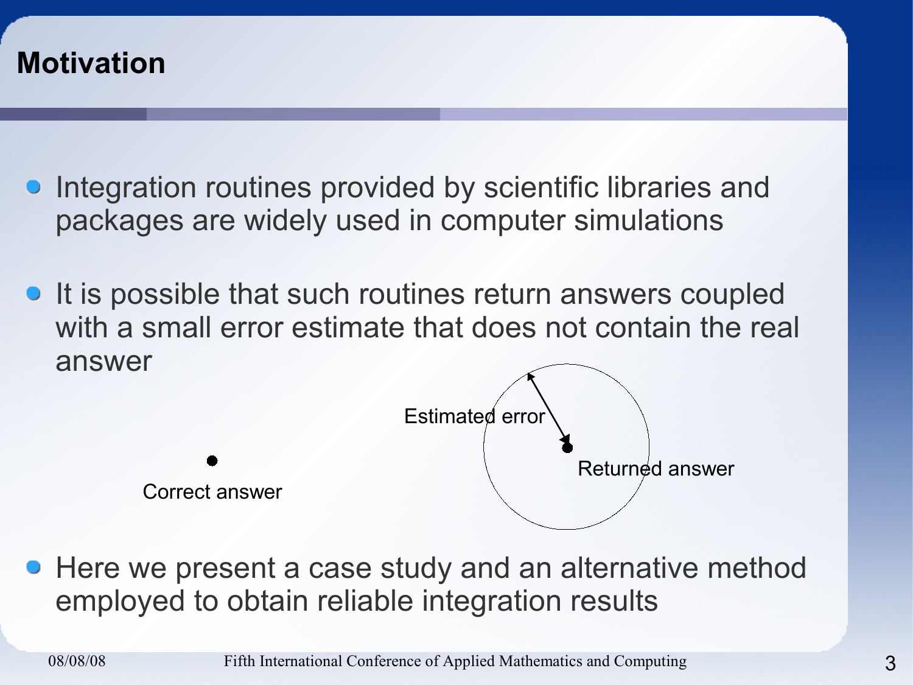## Motivation

- Integration routines provided by scientific libraries and packages are widely used in computer simulations
- It is possible that such routines return answers coupled with a small error estimate that does not contain the real answer

Estimated error

Correct answer

Returned answer

- Here we present a case study and an alternative method employed to obtain reliable integration results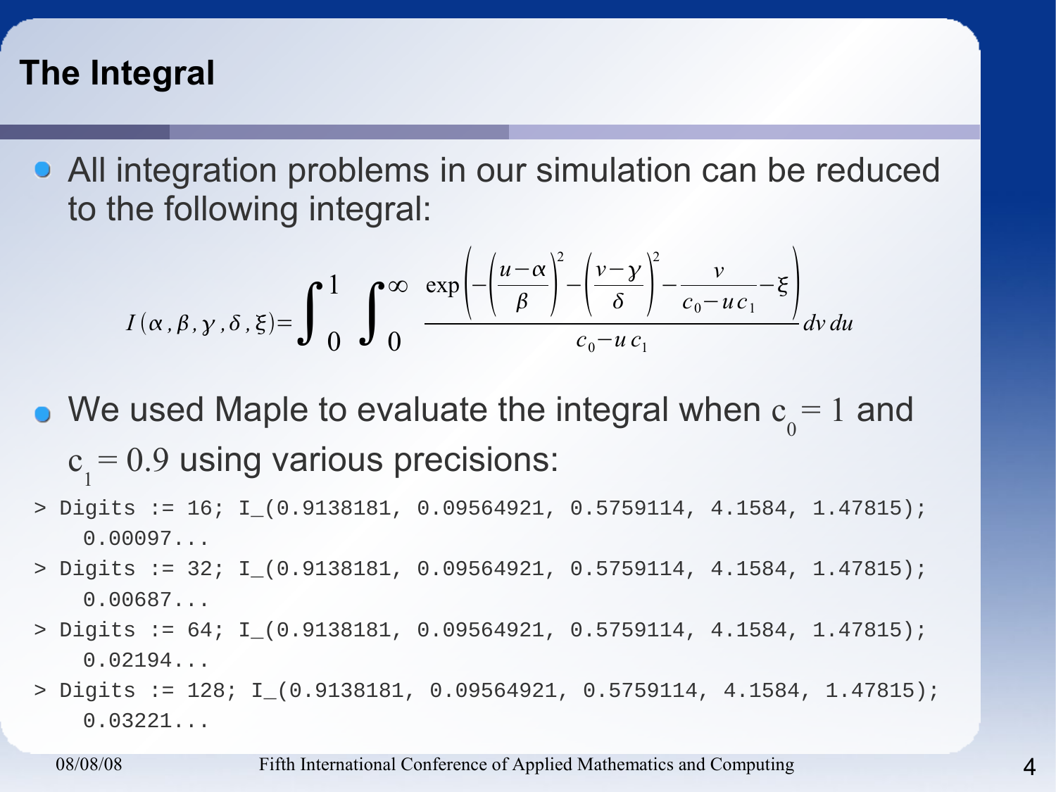# The Integral

- All integration problems in our simulation can be reduced to the following integral:

$$I(\alpha, \beta, \gamma, \delta, \xi) = \int_0^1 \int_0^\infty \frac{\exp\left(-\left(\frac{u-\alpha}{\beta}\right)^2 - \left(\frac{v-\gamma}{\delta}\right)^2 - \frac{v}{c_0 - u c_1} - \xi\right)}{c_0 - u c_1} dv\, du$$

- We used Maple to evaluate the integral when $c_0 = 1$ and $c_1 = 0.9$ using various precisions:

```
> Digits := 16; I_(0.9138181, 0.09564921, 0.5759114, 4.1584, 1.47815);
    0.00097...
> Digits := 32; I_(0.9138181, 0.09564921, 0.5759114, 4.1584, 1.47815);
    0.00687...
> Digits := 64; I_(0.9138181, 0.09564921, 0.5759114, 4.1584, 1.47815);
    0.02194...
> Digits := 128; I_(0.9138181, 0.09564921, 0.5759114, 4.1584, 1.47815);
    0.03221...
```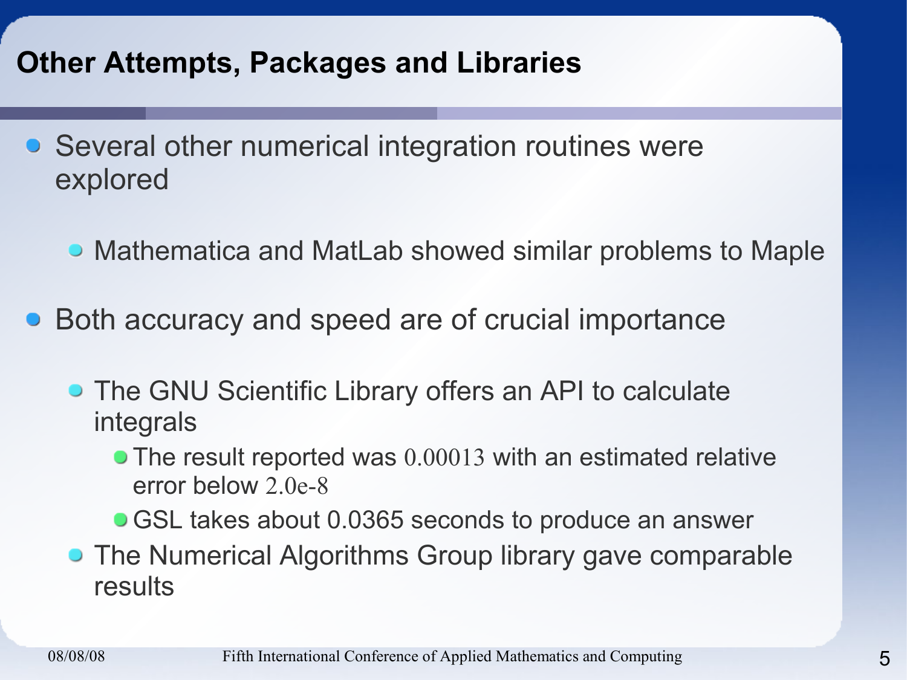## Other Attempts, Packages and Libraries

- Several other numerical integration routines were explored
  - Mathematica and MatLab showed similar problems to Maple
- Both accuracy and speed are of crucial importance
  - The GNU Scientific Library offers an API to calculate integrals
    - The result reported was 0.00013 with an estimated relative error below 2.0e-8
    - GSL takes about 0.0365 seconds to produce an answer
  - The Numerical Algorithms Group library gave comparable results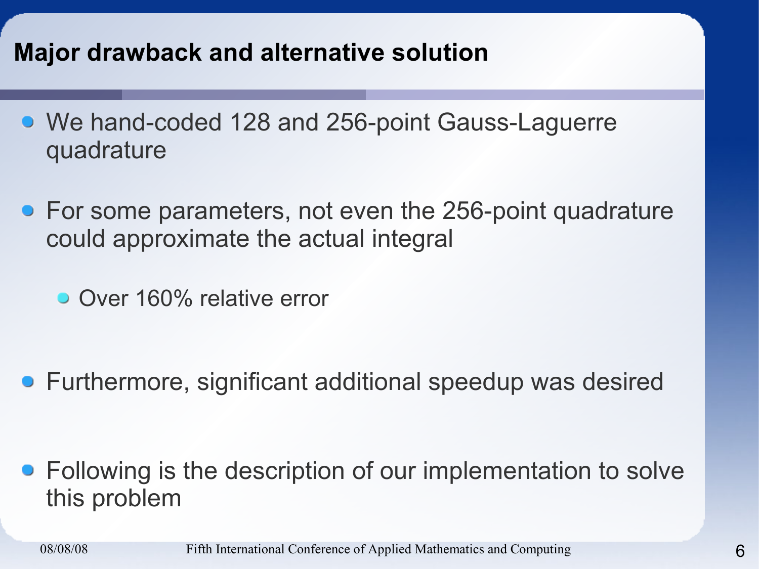## Major drawback and alternative solution

- We hand-coded 128 and 256-point Gauss-Laguerre quadrature
- For some parameters, not even the 256-point quadrature could approximate the actual integral
  - Over 160% relative error
- Furthermore, significant additional speedup was desired
- Following is the description of our implementation to solve this problem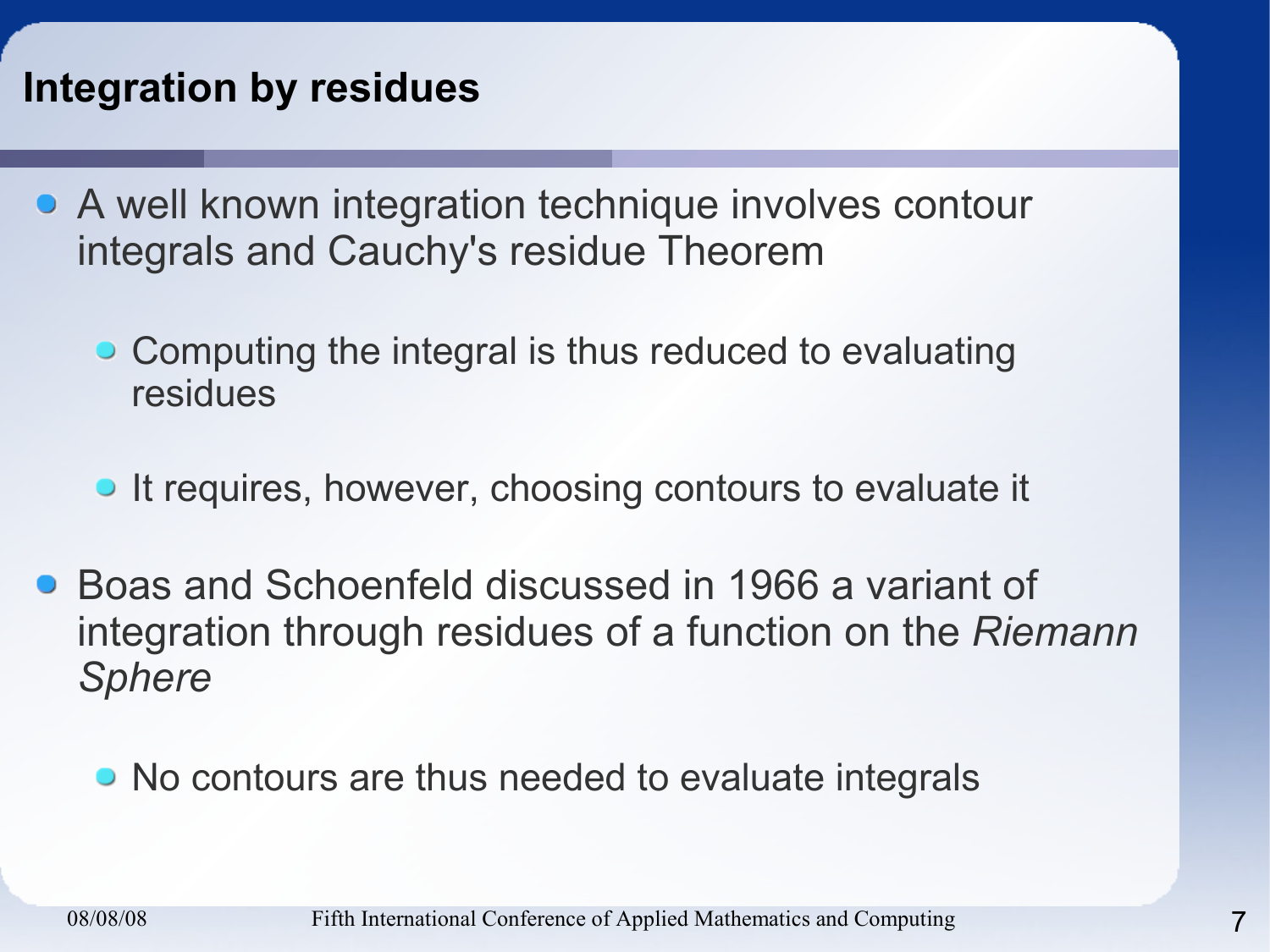## Integration by residues

- A well known integration technique involves contour integrals and Cauchy's residue Theorem
  - Computing the integral is thus reduced to evaluating residues
  - It requires, however, choosing contours to evaluate it
- Boas and Schoenfeld discussed in 1966 a variant of integration through residues of a function on the *Riemann Sphere*
  - No contours are thus needed to evaluate integrals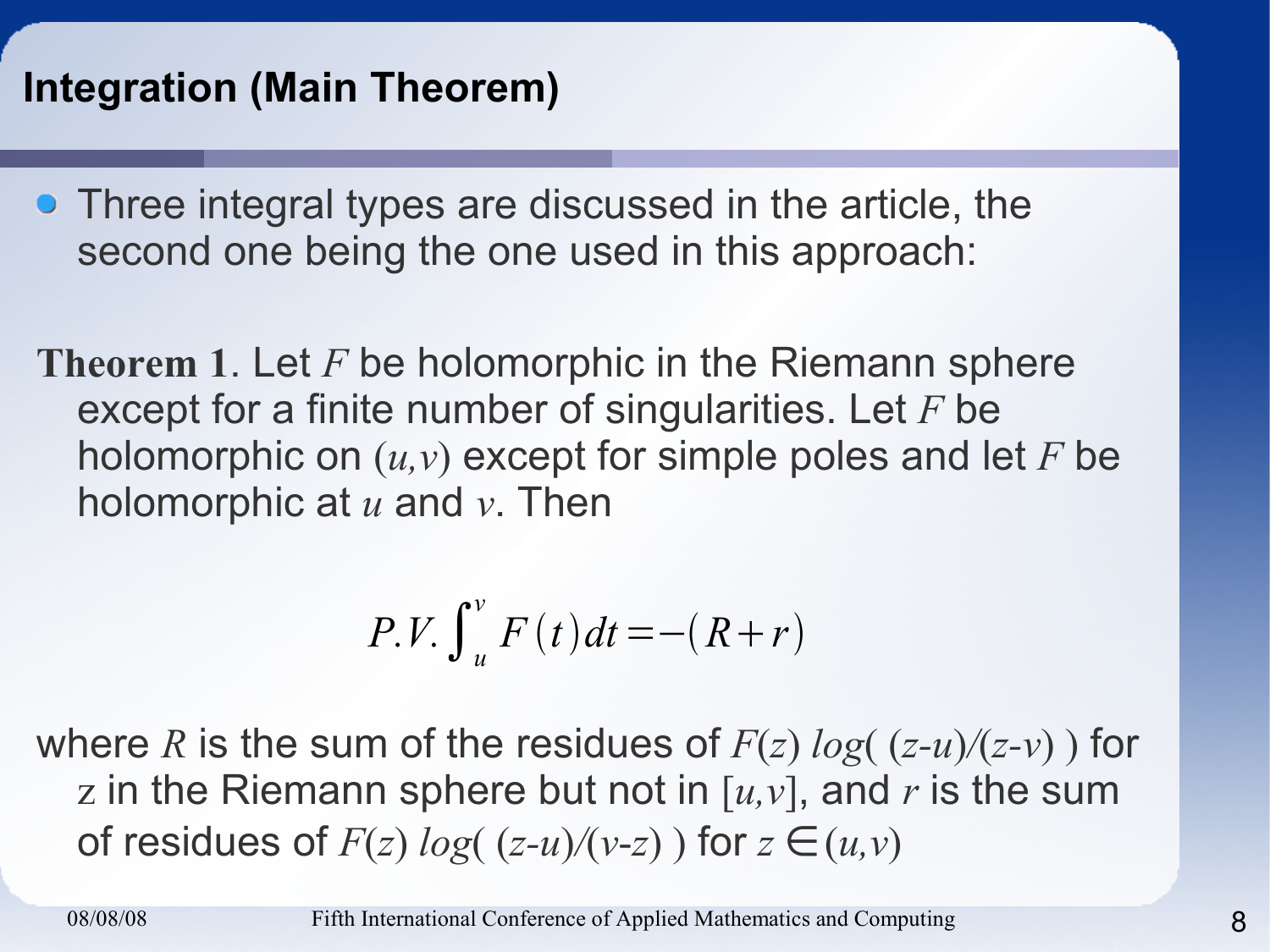## Integration (Main Theorem)

- Three integral types are discussed in the article, the second one being the one used in this approach:

**Theorem 1**. Let $F$ be holomorphic in the Riemann sphere except for a finite number of singularities. Let $F$ be holomorphic on $(u,v)$ except for simple poles and let $F$ be holomorphic at $u$ and $v$. Then

$$P.V.\int_{u}^{v} F(t)\,dt = -(R+r)$$

where $R$ is the sum of the residues of $F(z)\,log(\,(z-u)/(z-v)\,)$ for $z$ in the Riemann sphere but not in $[u,v]$, and $r$ is the sum of residues of $F(z)\,log(\,(z-u)/(v-z)\,)$ for $z \in (u,v)$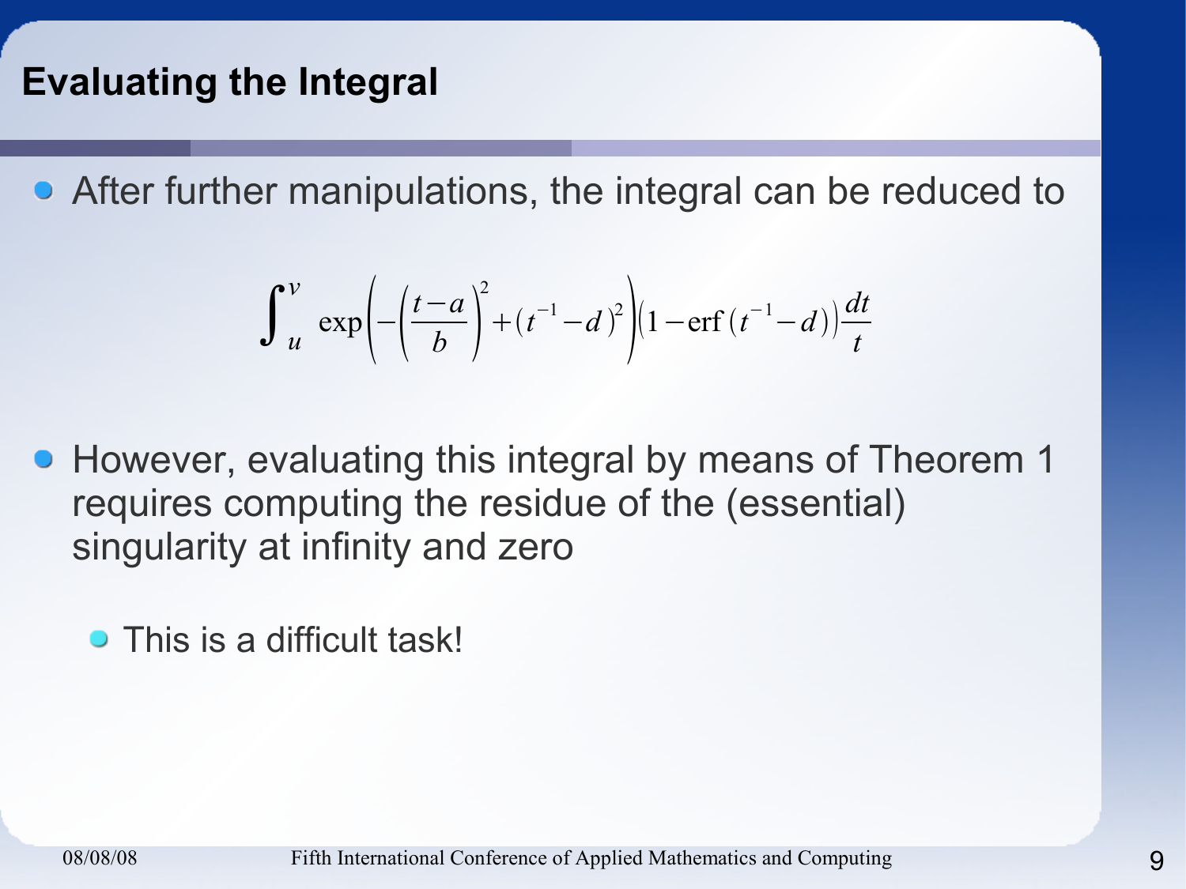## Evaluating the Integral

- After further manipulations, the integral can be reduced to

$$\int_u^v \exp\left(-\left(\frac{t-a}{b}\right)^2 + (t^{-1}-d)^2\right)\left(1-\operatorname{erf}(t^{-1}-d)\right)\frac{dt}{t}$$

- However, evaluating this integral by means of Theorem 1 requires computing the residue of the (essential) singularity at infinity and zero
  - This is a difficult task!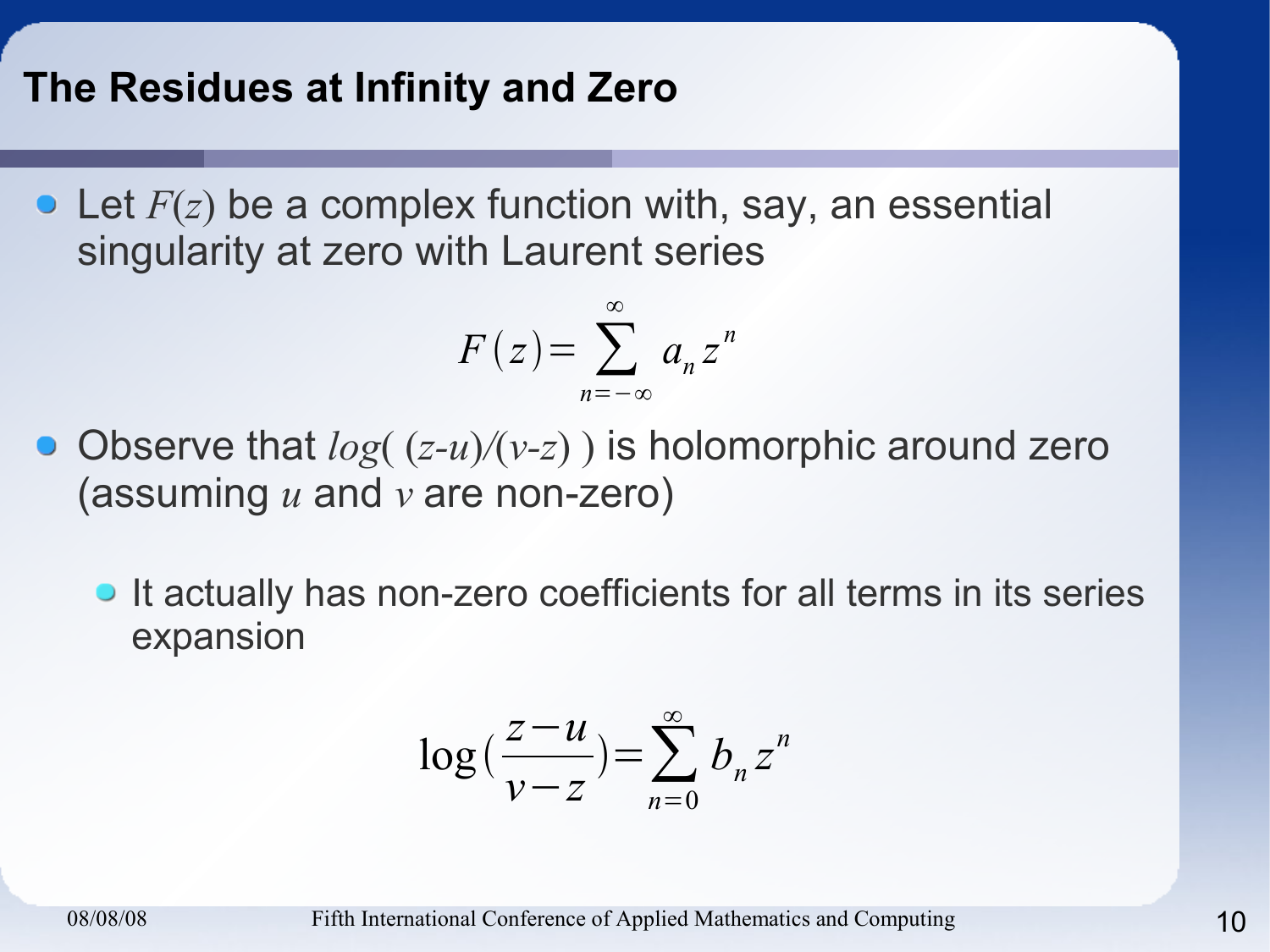# The Residues at Infinity and Zero

- Let $F(z)$ be a complex function with, say, an essential singularity at zero with Laurent series

$$F(z)=\sum_{n=-\infty}^{\infty} a_n z^n$$

- Observe that $\log((z-u)/(v-z))$ is holomorphic around zero (assuming $u$ and $v$ are non-zero)
  - It actually has non-zero coefficients for all terms in its series expansion

$$\log\left(\frac{z-u}{v-z}\right)=\sum_{n=0}^{\infty} b_n z^n$$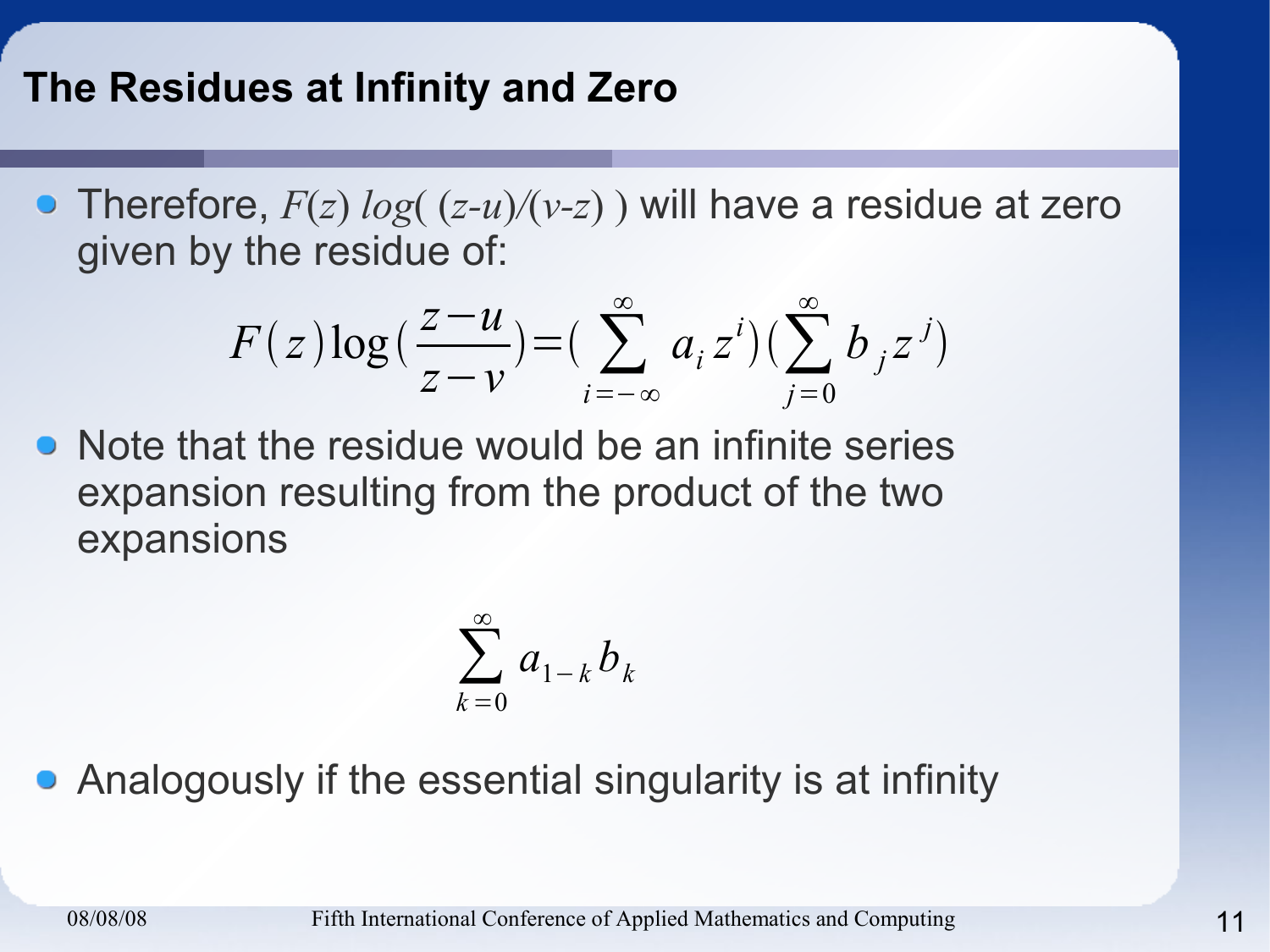## The Residues at Infinity and Zero

- Therefore, $F(z)\, log(\,(z-u)/(v-z)\,)$ will have a residue at zero given by the residue of:

$$F(z)\log\left(\frac{z-u}{z-v}\right)=\left(\sum_{i=-\infty}^{\infty} a_i z^i\right)\left(\sum_{j=0}^{\infty} b_j z^j\right)$$

- Note that the residue would be an infinite series expansion resulting from the product of the two expansions

$$\sum_{k=0}^{\infty} a_{1-k} b_k$$

- Analogously if the essential singularity is at infinity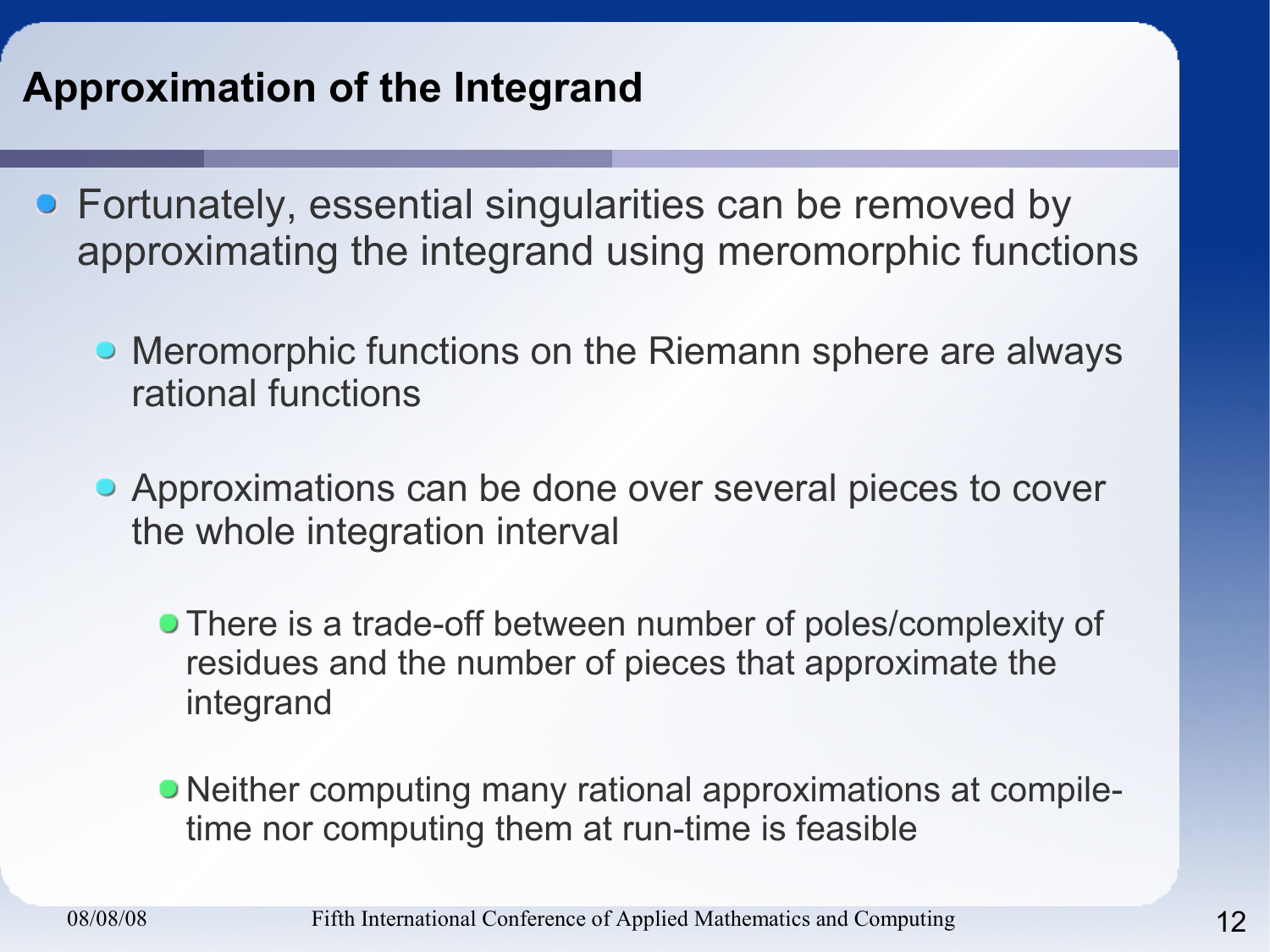## Approximation of the Integrand

- Fortunately, essential singularities can be removed by approximating the integrand using meromorphic functions
  - Meromorphic functions on the Riemann sphere are always rational functions
  - Approximations can be done over several pieces to cover the whole integration interval
    - There is a trade-off between number of poles/complexity of residues and the number of pieces that approximate the integrand
    - Neither computing many rational approximations at compile-time nor computing them at run-time is feasible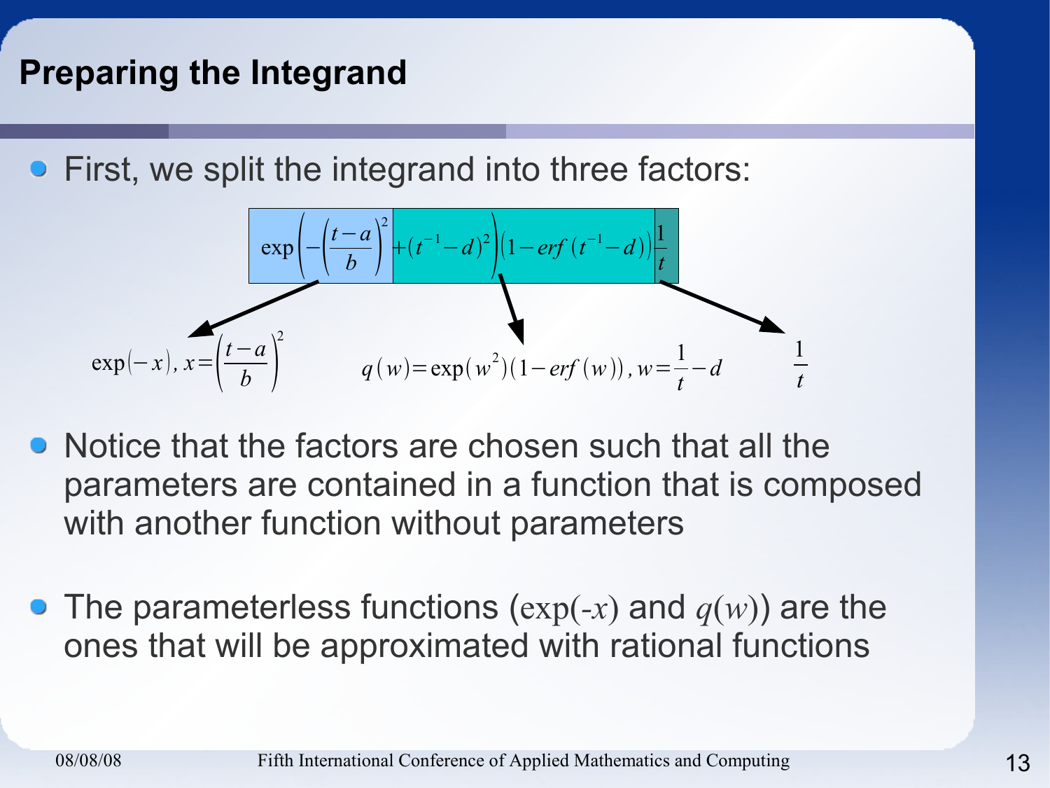# Preparing the Integrand

- First, we split the integrand into three factors:

$$\exp\left(-\left(\frac{t-a}{b}\right)^2 + (t^{-1}-d)^2\right)\left(1-erf\,(t^{-1}-d)\right)\frac{1}{t}$$

$$\exp(-x),\ x=\left(\frac{t-a}{b}\right)^2 \qquad q(w)=\exp(w^2)(1-erf\,(w)),\ w=\frac{1}{t}-d \qquad \frac{1}{t}$$

- Notice that the factors are chosen such that all the parameters are contained in a function that is composed with another function without parameters

- The parameterless functions ($\exp(-x)$ and $q(w)$) are the ones that will be approximated with rational functions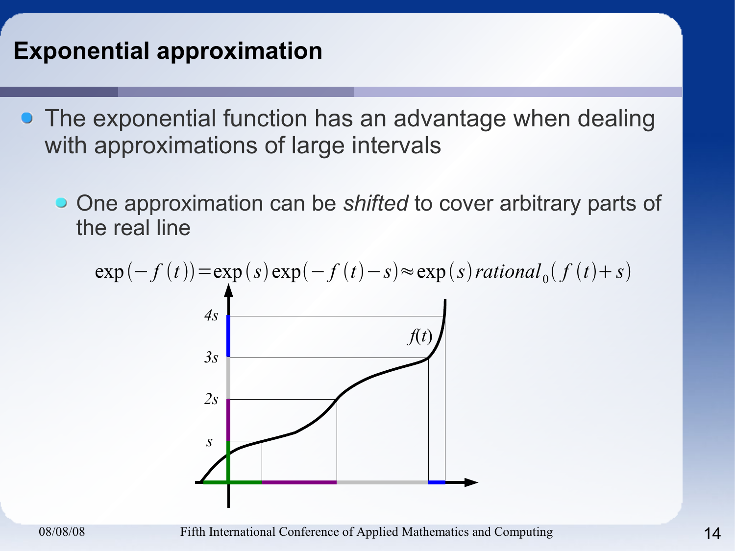# Exponential approximation

- The exponential function has an advantage when dealing with approximations of large intervals
  - One approximation can be *shifted* to cover arbitrary parts of the real line

$$\exp(-f(t)) = \exp(s)\exp(-f(t)-s) \approx \exp(s)\, rational_0(f(t)+s)$$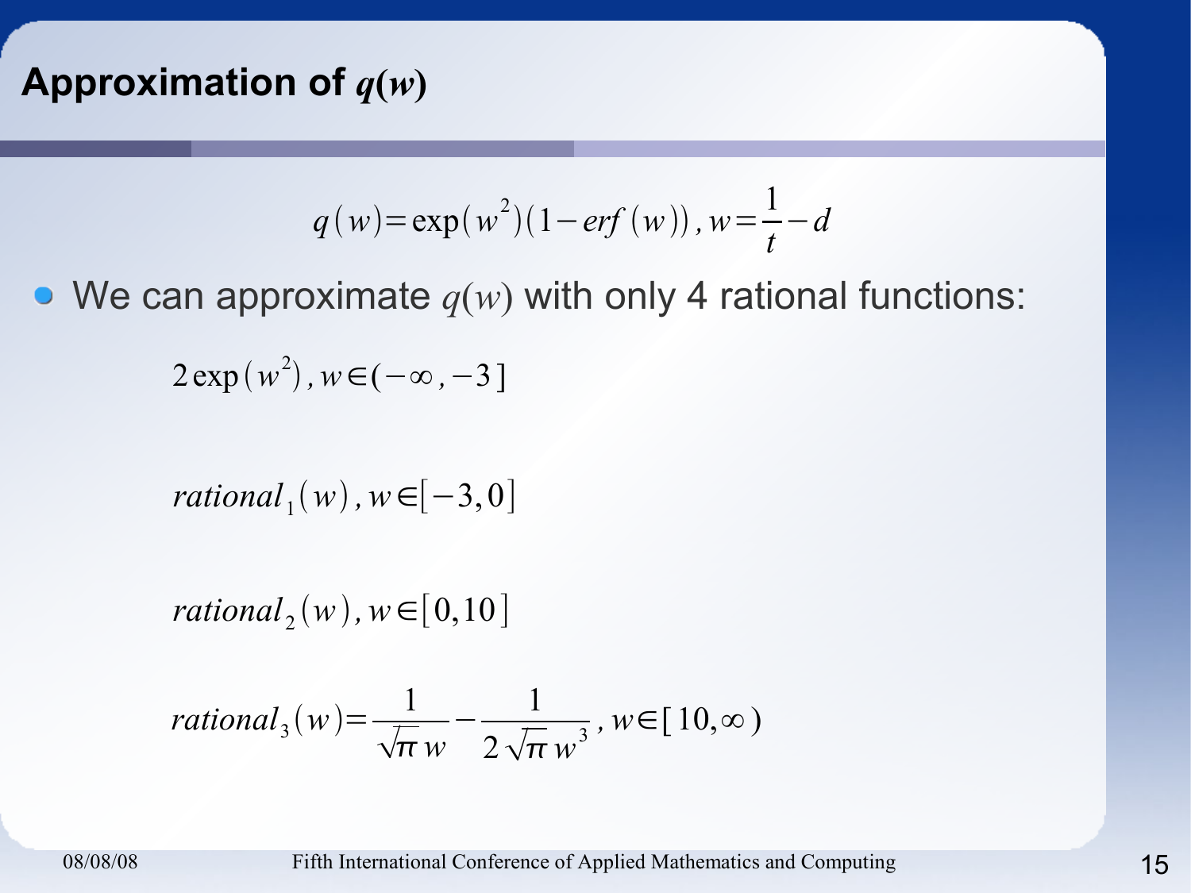## Approximation of $q(w)$

$$q(w) = \exp(w^2)(1 - erf(w)),\ w = \frac{1}{t} - d$$

- We can approximate $q(w)$ with only 4 rational functions:

$$2\exp(w^2),\ w \in (-\infty, -3]$$

$$rational_1(w),\ w \in [-3, 0]$$

$$rational_2(w),\ w \in [0, 10]$$

$$rational_3(w) = \frac{1}{\sqrt{\pi}\,w} - \frac{1}{2\sqrt{\pi}\,w^3},\ w \in [10, \infty)$$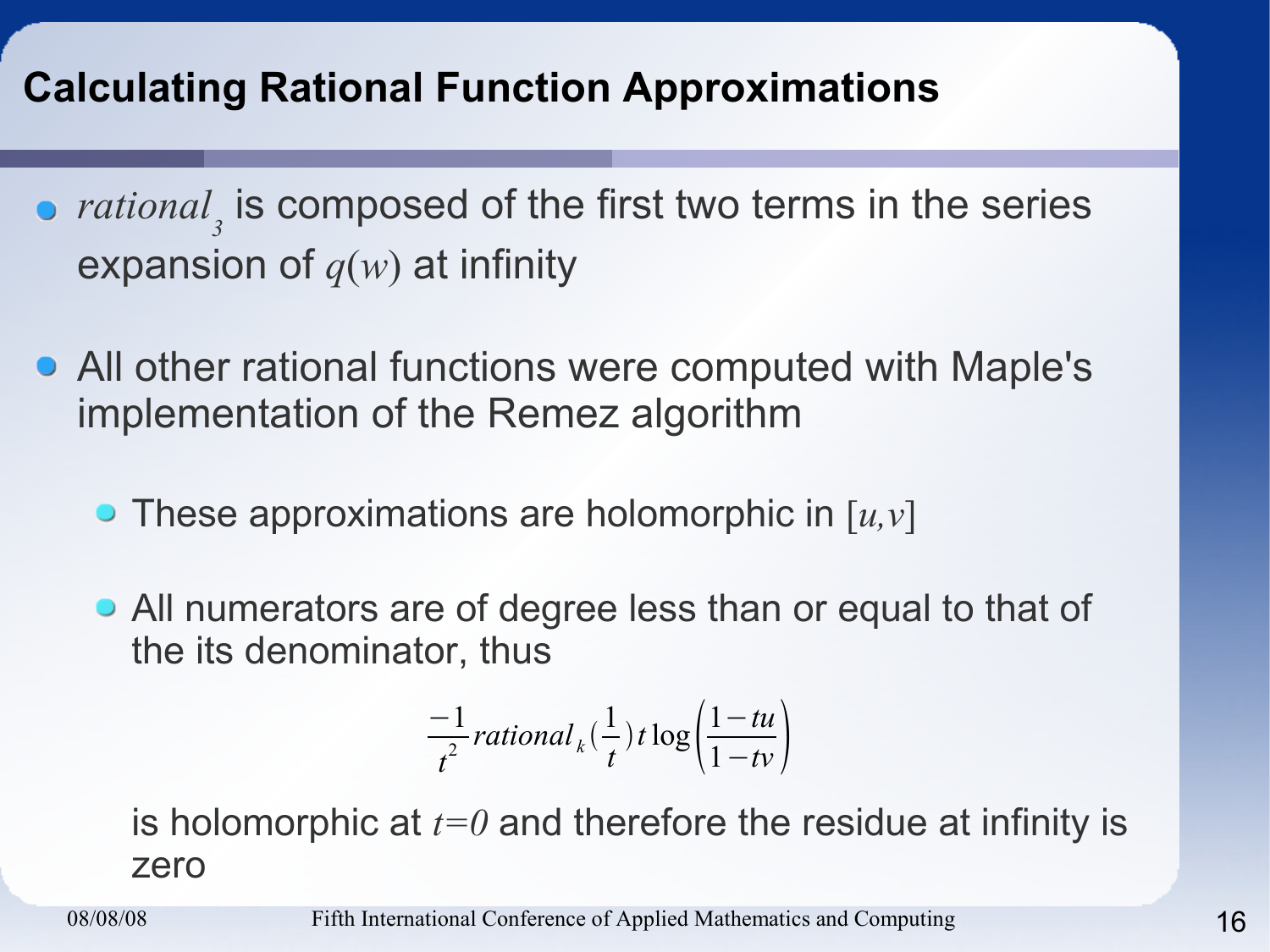# Calculating Rational Function Approximations

- $rational_3$ is composed of the first two terms in the series expansion of $q(w)$ at infinity

- All other rational functions were computed with Maple's implementation of the Remez algorithm

  - These approximations are holomorphic in $[u,v]$

  - All numerators are of degree less than or equal to that of the its denominator, thus

$$\frac{-1}{t^2} rational_k\left(\frac{1}{t}\right) t \log\left(\frac{1-tu}{1-tv}\right)$$

  is holomorphic at $t=0$ and therefore the residue at infinity is zero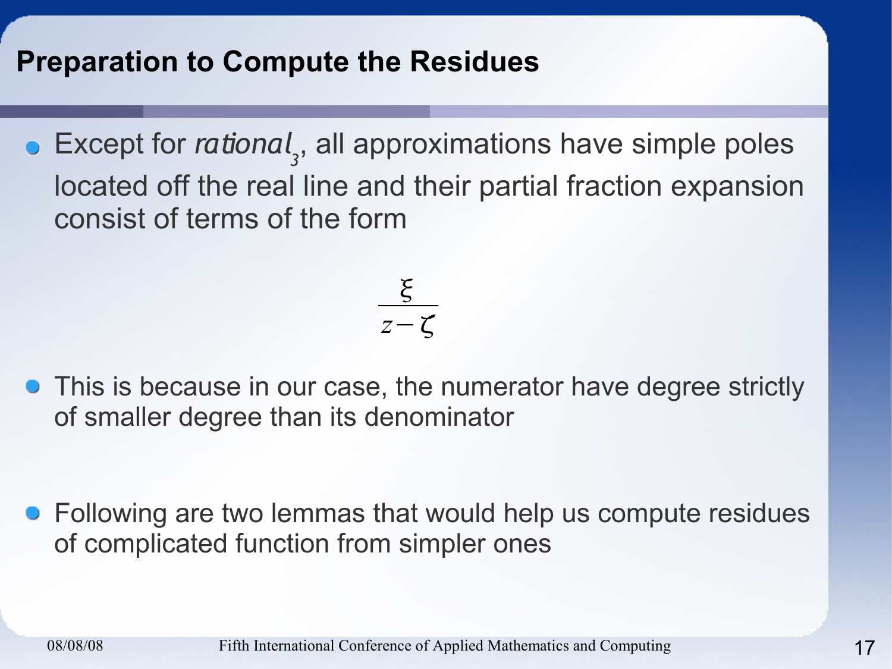## Preparation to Compute the Residues

- Except for $rational_3$, all approximations have simple poles located off the real line and their partial fraction expansion consist of terms of the form

$$\frac{\xi}{z-\zeta}$$

- This is because in our case, the numerator have degree strictly of smaller degree than its denominator

- Following are two lemmas that would help us compute residues of complicated function from simpler ones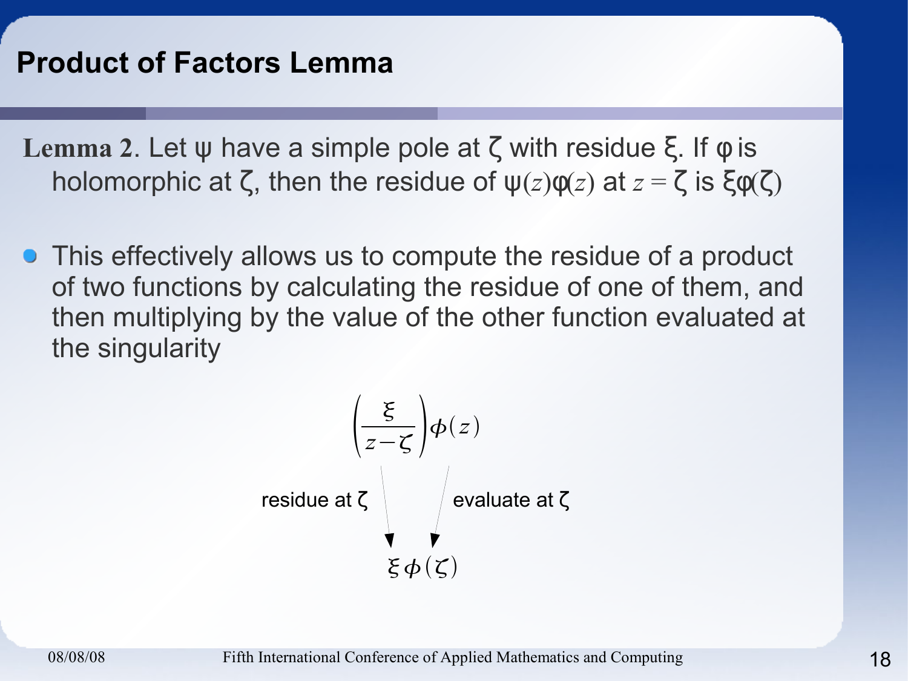## Product of Factors Lemma

**Lemma 2**. Let $\psi$ have a simple pole at $\zeta$ with residue $\xi$. If $\varphi$ is holomorphic at $\zeta$, then the residue of $\psi(z)\varphi(z)$ at $z = \zeta$ is $\xi\varphi(\zeta)$

- This effectively allows us to compute the residue of a product of two functions by calculating the residue of one of them, and then multiplying by the value of the other function evaluated at the singularity

$$\left(\frac{\xi}{z-\zeta}\right)\phi(z)$$

residue at $\zeta$ → ← evaluate at $\zeta$

$$\xi\,\phi(\zeta)$$

08/08/08 Fifth International Conference of Applied Mathematics and Computing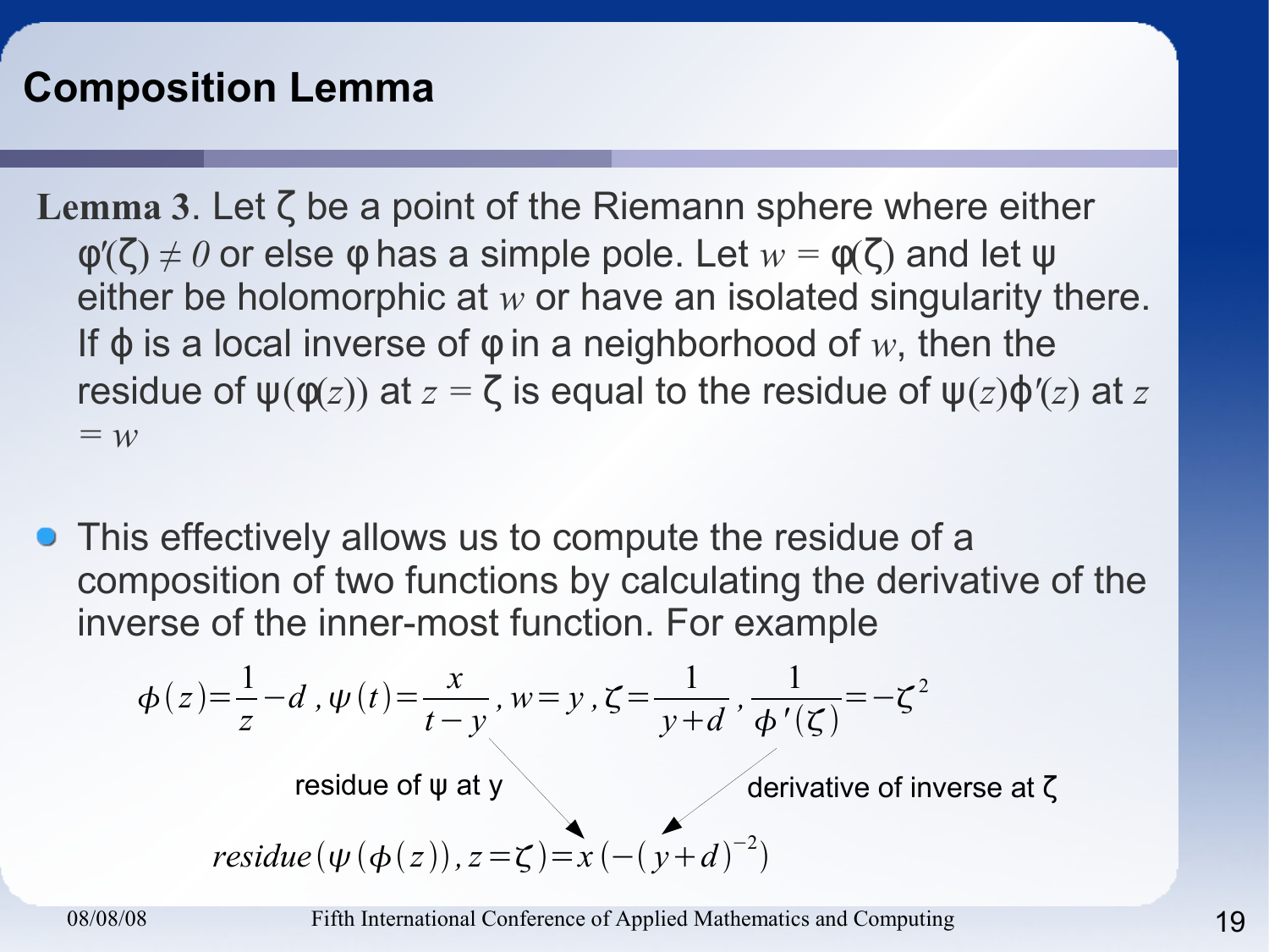## Composition Lemma

**Lemma 3**. Let $\zeta$ be a point of the Riemann sphere where either $\varphi'(\zeta) \neq 0$ or else $\varphi$ has a simple pole. Let $w = \varphi(\zeta)$ and let $\psi$ either be holomorphic at $w$ or have an isolated singularity there. If $\phi$ is a local inverse of $\varphi$ in a neighborhood of $w$, then the residue of $\psi(\varphi(z))$ at $z = \zeta$ is equal to the residue of $\psi(z)\phi'(z)$ at $z = w$

- This effectively allows us to compute the residue of a composition of two functions by calculating the derivative of the inverse of the inner-most function. For example

$$\phi(z)=\frac{1}{z}-d \,,\, \psi(t)=\frac{x}{t-y} \,,\, w=y \,,\, \zeta=\frac{1}{y+d} \,,\, \frac{1}{\phi'(\zeta)}=-\zeta^2$$

residue of $\psi$ at y

derivative of inverse at $\zeta$

$$residue(\psi(\phi(z)), z=\zeta)=x(-(y+d)^{-2})$$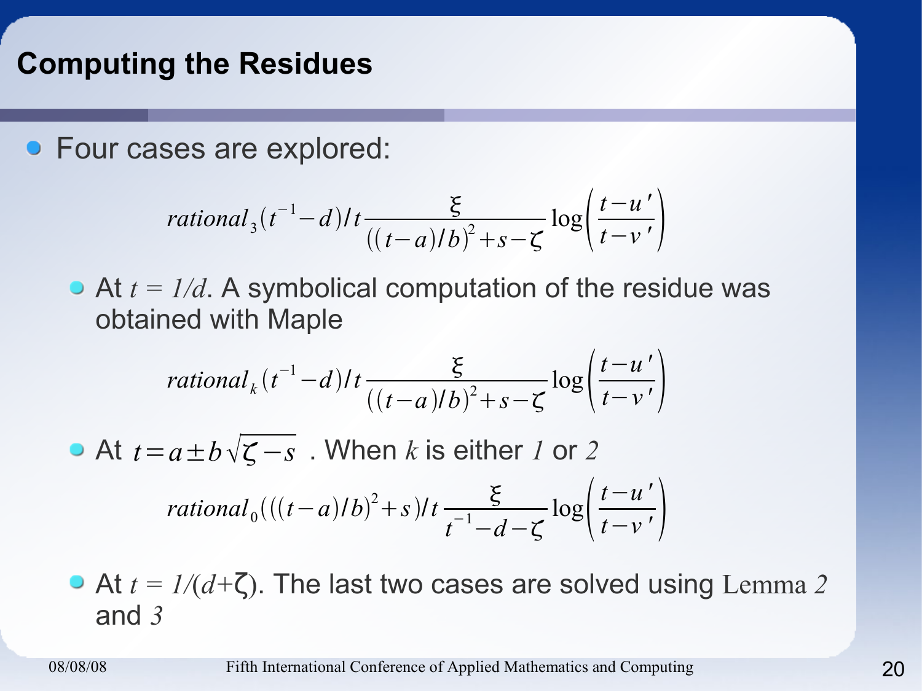## Computing the Residues

- Four cases are explored:

$$rational_3(t^{-1}-d)/t\frac{\xi}{((t-a)/b)^2+s-\zeta}\log\left(\frac{t-u'}{t-v'}\right)$$

  - At $t = 1/d$. A symbolical computation of the residue was obtained with Maple

$$rational_k(t^{-1}-d)/t\frac{\xi}{((t-a)/b)^2+s-\zeta}\log\left(\frac{t-u'}{t-v'}\right)$$

  - At $t=a\pm b\sqrt{\zeta-s}$ . When $k$ is either $1$ or $2$

$$rational_0(((t-a)/b)^2+s)/t\frac{\xi}{t^{-1}-d-\zeta}\log\left(\frac{t-u'}{t-v'}\right)$$

  - At $t = 1/(d+\zeta)$. The last two cases are solved using Lemma *2* and *3*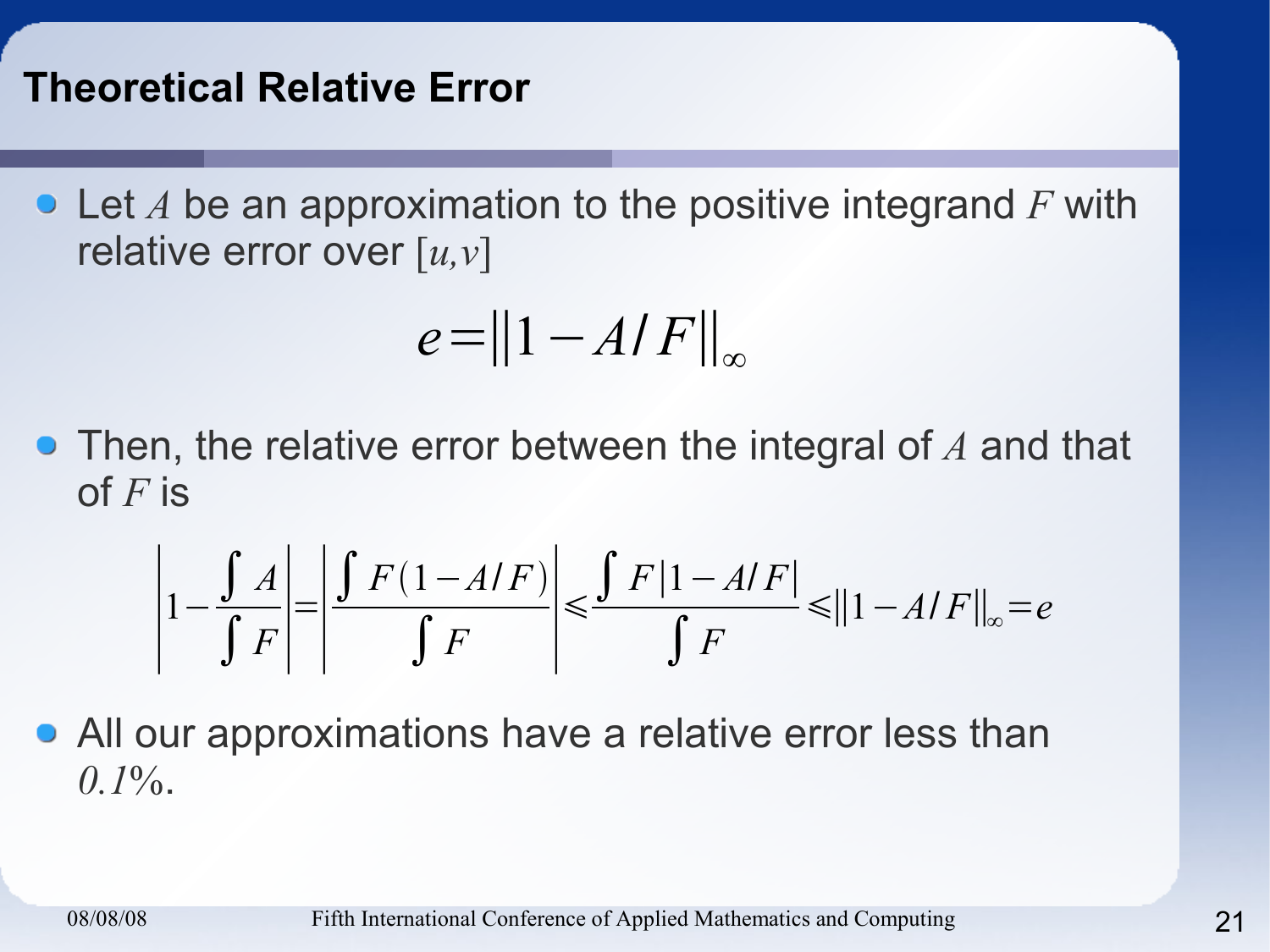# Theoretical Relative Error

- Let $A$ be an approximation to the positive integrand $F$ with relative error over $[u,v]$

$$e = \|1 - A/F\|_\infty$$

- Then, the relative error between the integral of $A$ and that of $F$ is

$$\left|1 - \frac{\int A}{\int F}\right| = \left|\frac{\int F(1 - A/F)}{\int F}\right| \leqslant \frac{\int F|1 - A/F|}{\int F} \leqslant \|1 - A/F\|_\infty = e$$

- All our approximations have a relative error less than *0.1%*.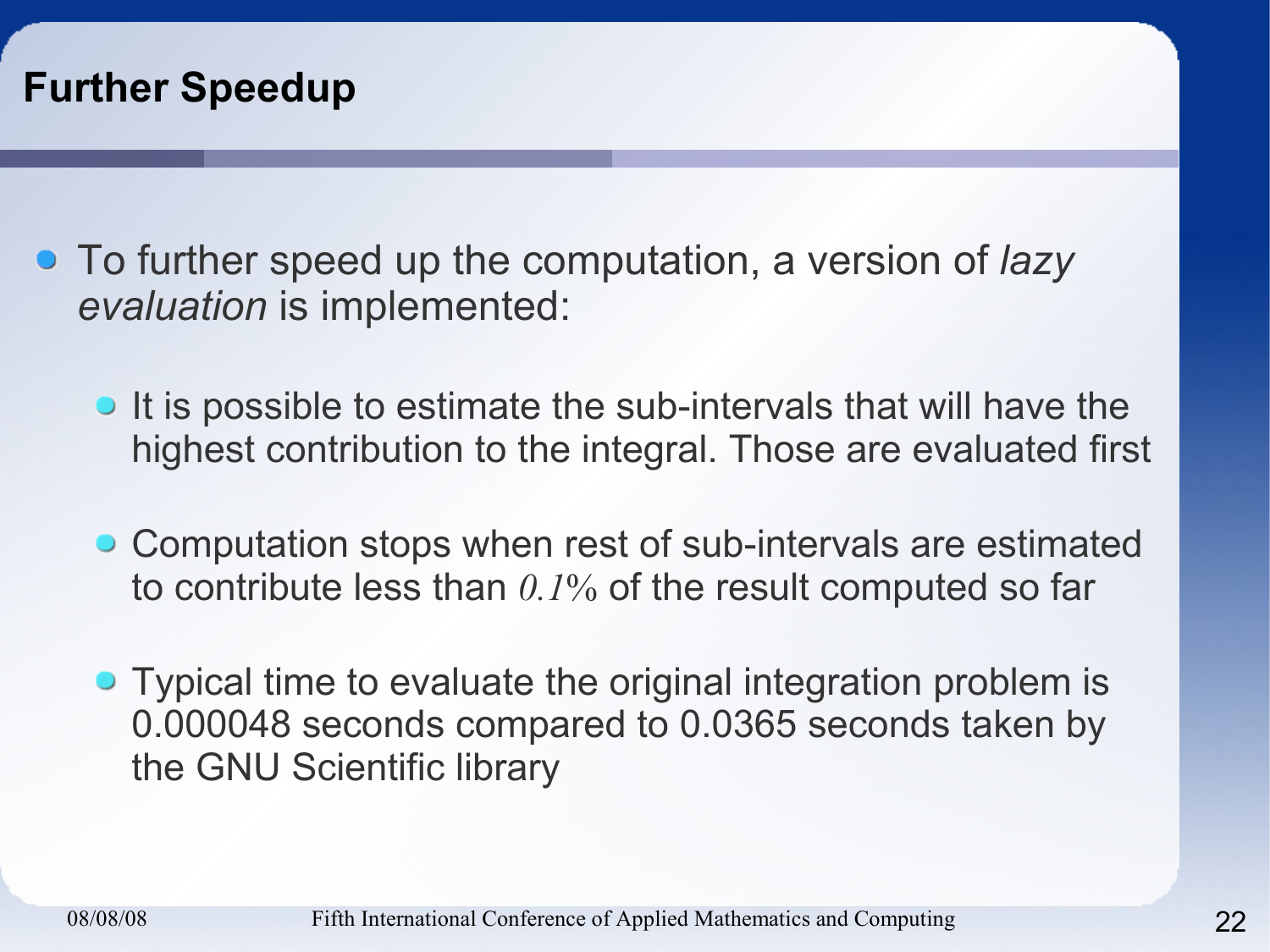# Further Speedup

- To further speed up the computation, a version of *lazy evaluation* is implemented:
  - It is possible to estimate the sub-intervals that will have the highest contribution to the integral. Those are evaluated first
  - Computation stops when rest of sub-intervals are estimated to contribute less than *0.1%* of the result computed so far
  - Typical time to evaluate the original integration problem is 0.000048 seconds compared to 0.0365 seconds taken by the GNU Scientific library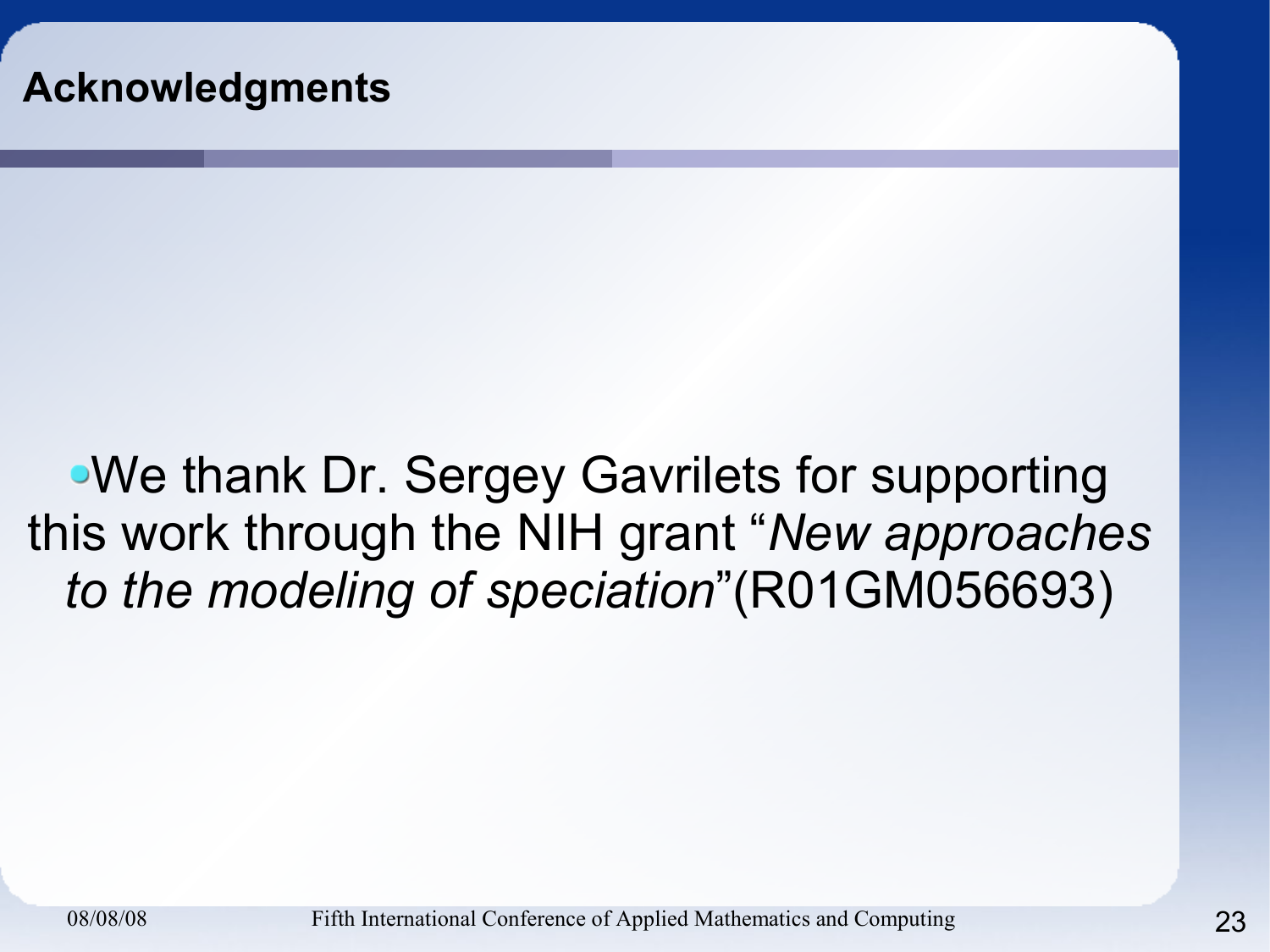## Acknowledgments

- We thank Dr. Sergey Gavrilets for supporting this work through the NIH grant "*New approaches to the modeling of speciation*"(R01GM056693)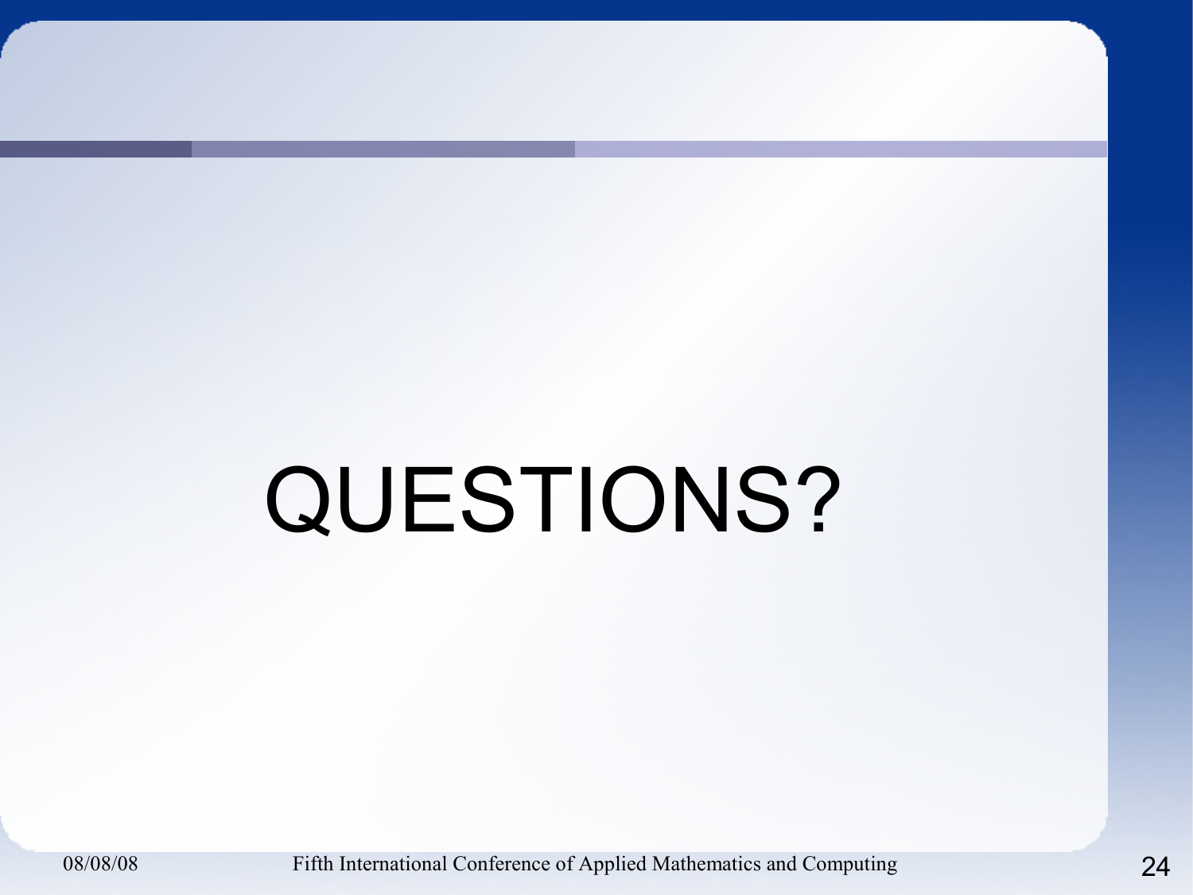# QUESTIONS?